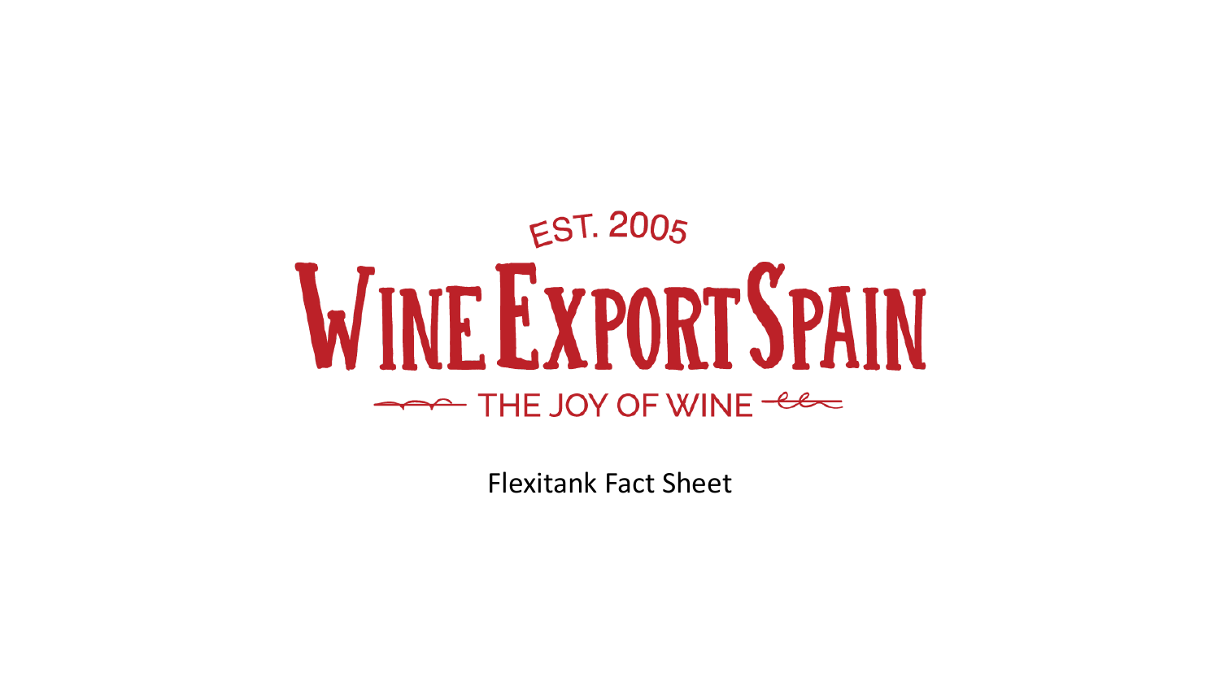EST. 2005

# WINE EXPORT SPAIN

THE JOY OF WINE

Flexitank Fact Sheet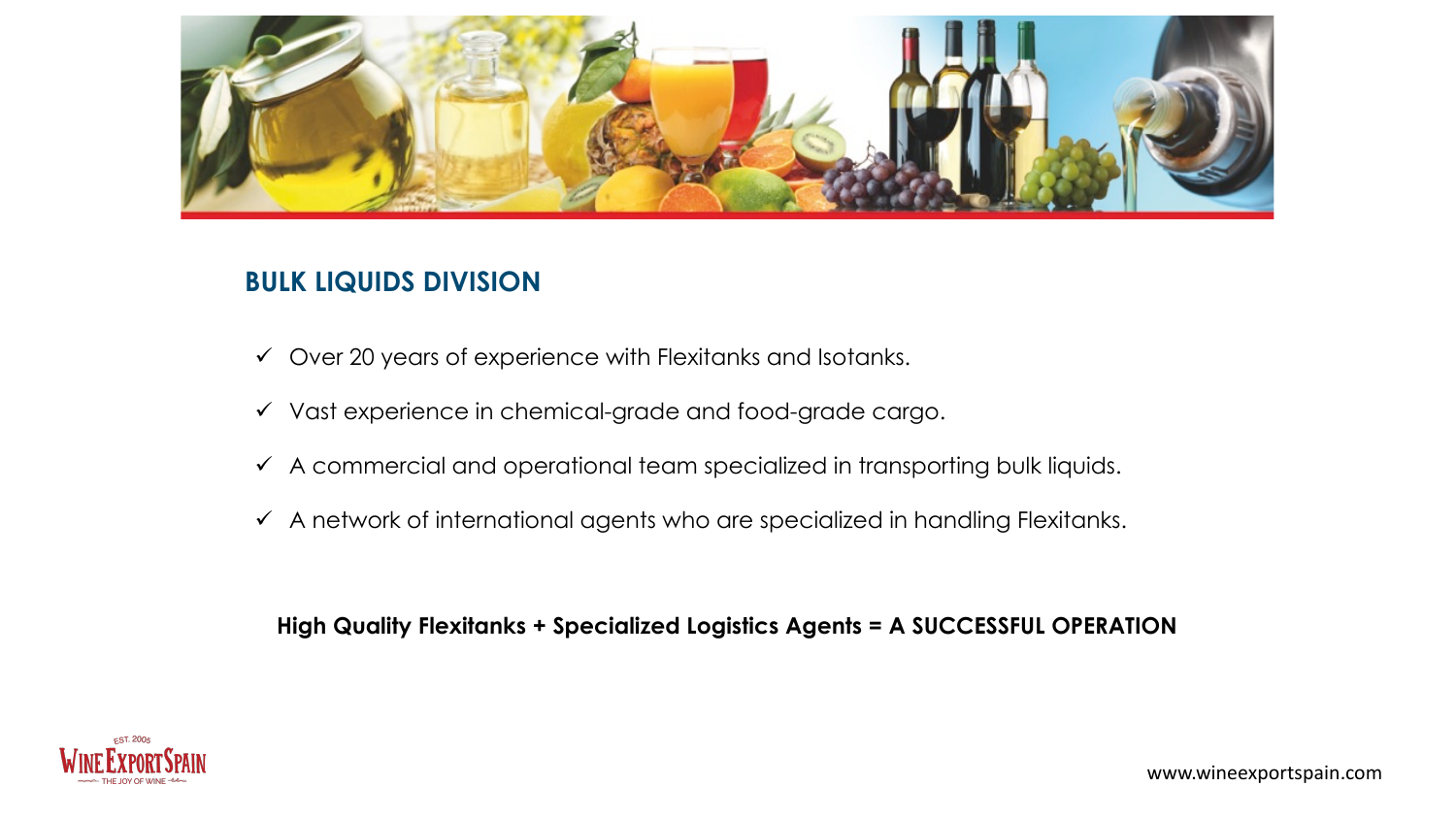## BULK LIQUIDS DIVISION

- ✓ Over 20 years of experience with Flexitanks and Isotanks.
- ✓ Vast experience in chemical-grade and food-grade cargo.
- ✓ A commercial and operational team specialized in transporting bulk liquids.
- ✓ A network of international agents who are specialized in handling Flexitanks.

**High Quality Flexitanks + Specialized Logistics Agents = A SUCCESSFUL OPERATION**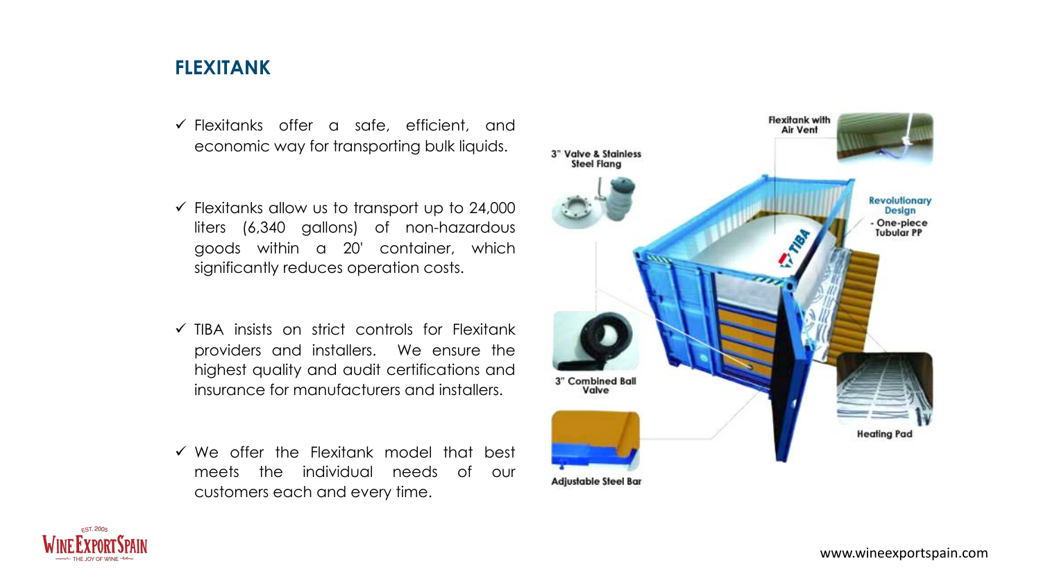## FLEXITANK

- ✓ Flexitanks offer a safe, efficient, and economic way for transporting bulk liquids.
- ✓ Flexitanks allow us to transport up to 24,000 liters (6,340 gallons) of non-hazardous goods within a 20' container, which significantly reduces operation costs.
- ✓ TIBA insists on strict controls for Flexitank providers and installers. We ensure the highest quality and audit certifications and insurance for manufacturers and installers.
- ✓ We offer the Flexitank model that best meets the individual needs of our customers each and every time.

3" Valve & Stainless Steel Flang

Flexitank with Air Vent

Revolutionary Design
- One-piece Tubular PP

3" Combined Ball Valve

Heating Pad

Adjustable Steel Bar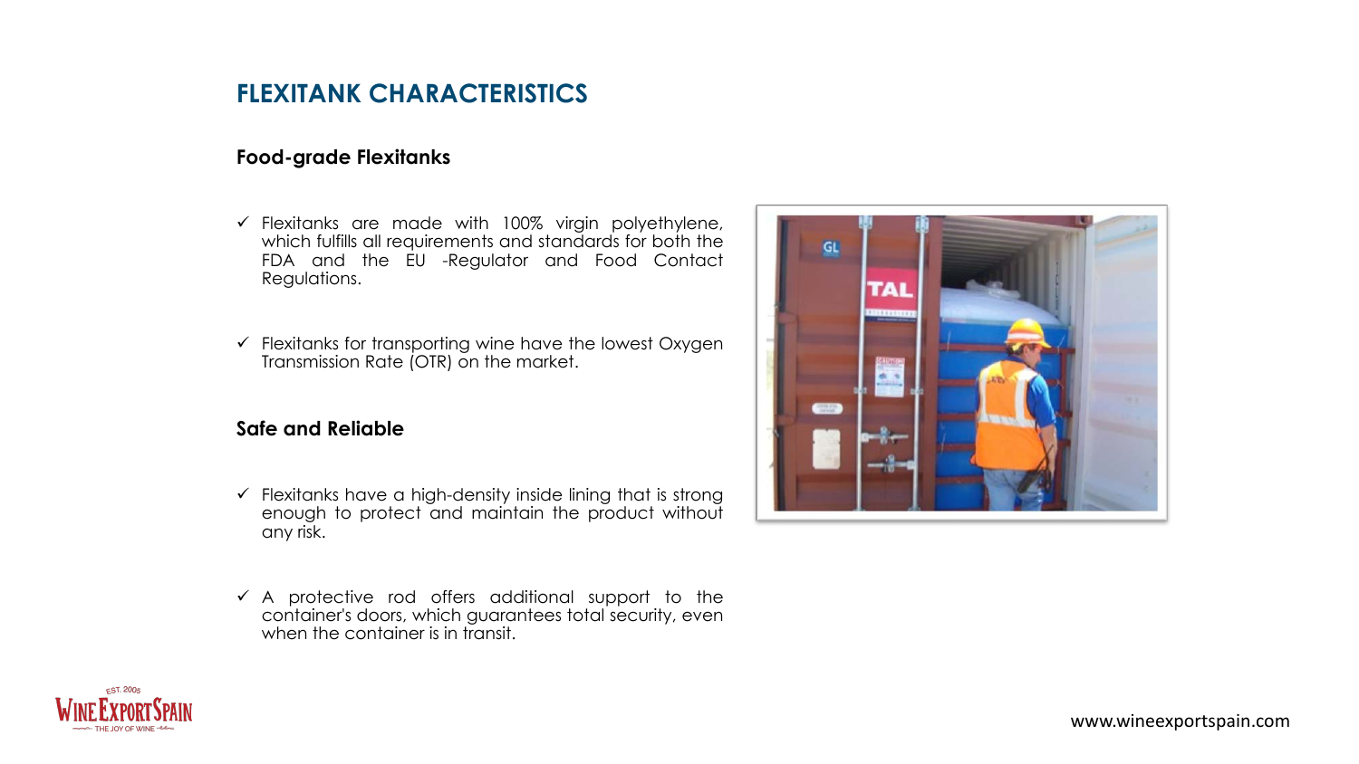# FLEXITANK CHARACTERISTICS

## Food-grade Flexitanks

- ✓ Flexitanks are made with 100% virgin polyethylene, which fulfills all requirements and standards for both the FDA and the EU -Regulator and Food Contact Regulations.
- ✓ Flexitanks for transporting wine have the lowest Oxygen Transmission Rate (OTR) on the market.

## Safe and Reliable

- ✓ Flexitanks have a high-density inside lining that is strong enough to protect and maintain the product without any risk.
- ✓ A protective rod offers additional support to the container's doors, which guarantees total security, even when the container is in transit.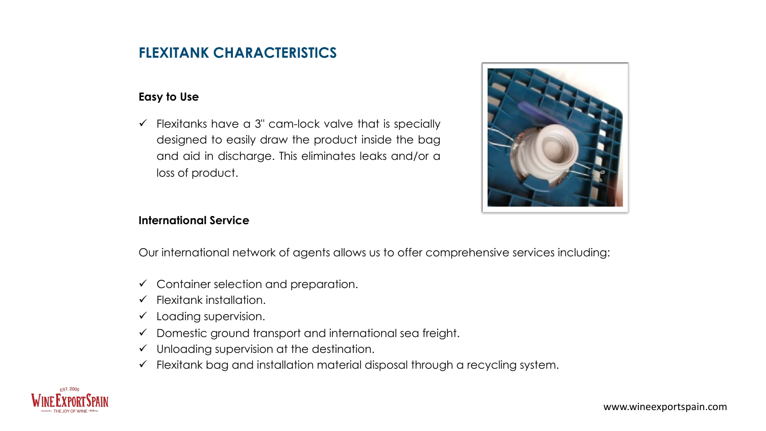## FLEXITANK CHARACTERISTICS

### Easy to Use

- ✓ Flexitanks have a 3" cam-lock valve that is specially designed to easily draw the product inside the bag and aid in discharge. This eliminates leaks and/or a loss of product.

### International Service

Our international network of agents allows us to offer comprehensive services including:

- ✓ Container selection and preparation.
- ✓ Flexitank installation.
- ✓ Loading supervision.
- ✓ Domestic ground transport and international sea freight.
- ✓ Unloading supervision at the destination.
- ✓ Flexitank bag and installation material disposal through a recycling system.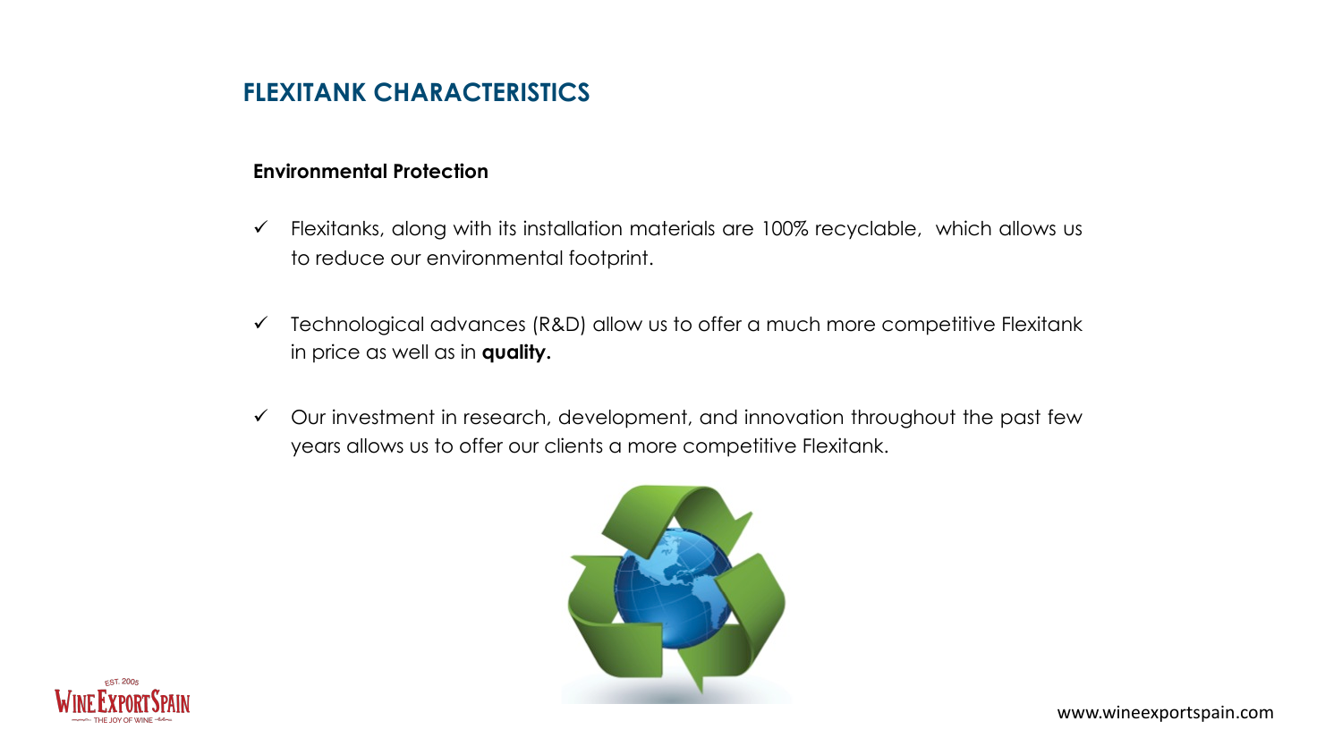## FLEXITANK CHARACTERISTICS

**Environmental Protection**

- ✓ Flexitanks, along with its installation materials are 100% recyclable, which allows us to reduce our environmental footprint.
- ✓ Technological advances (R&D) allow us to offer a much more competitive Flexitank in price as well as in **quality.**
- ✓ Our investment in research, development, and innovation throughout the past few years allows us to offer our clients a more competitive Flexitank.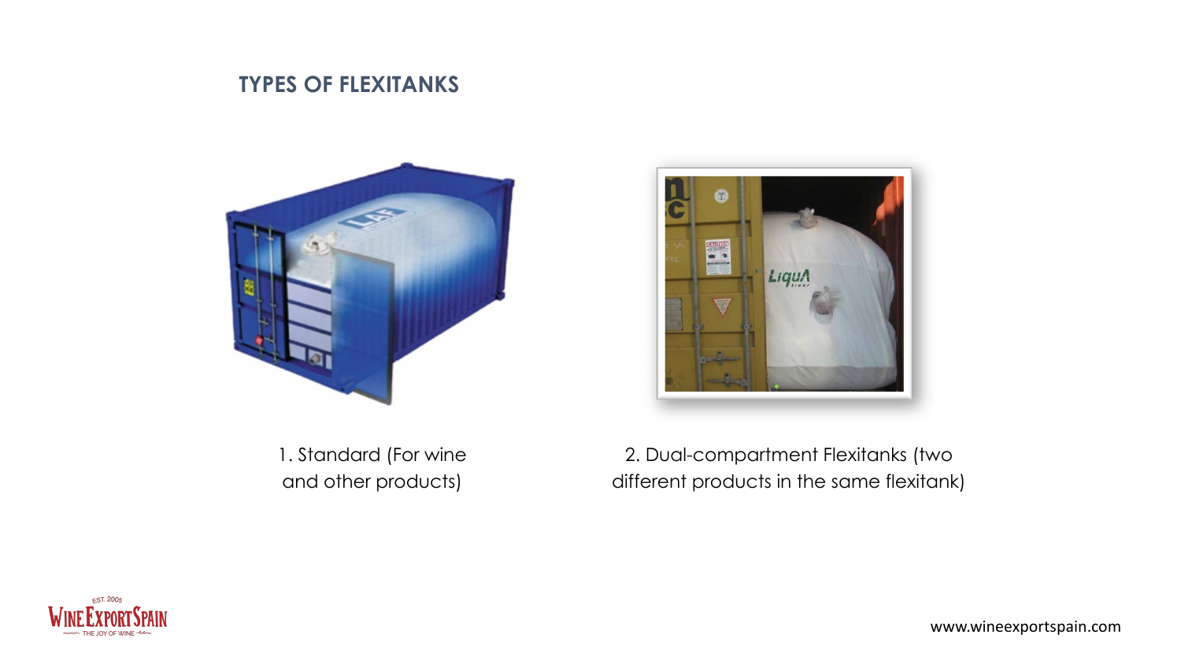## TYPES OF FLEXITANKS

1. Standard (For wine and other products)

2. Dual-compartment Flexitanks (two different products in the same flexitank)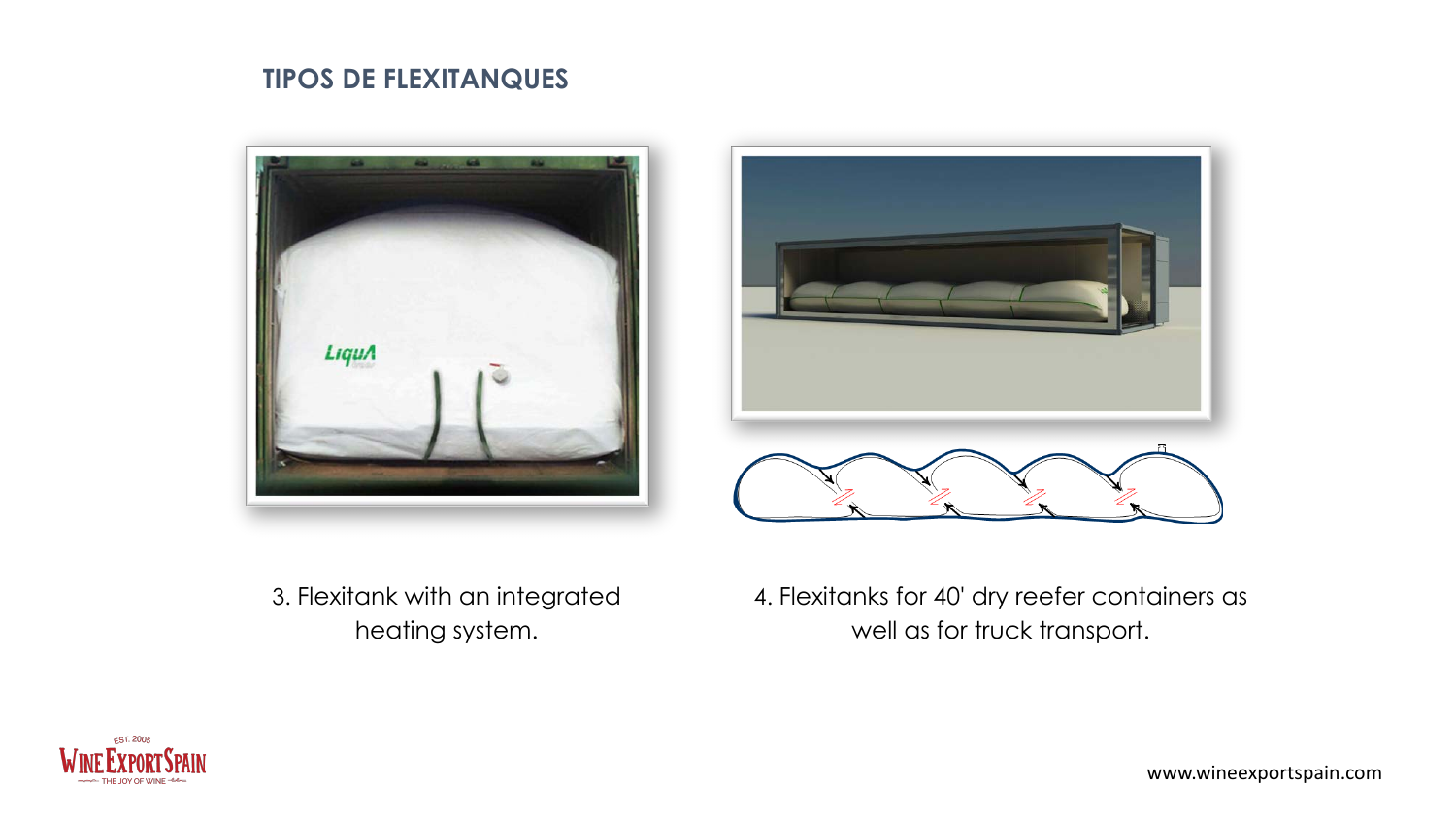## TIPOS DE FLEXITANQUES

3. Flexitank with an integrated heating system.

4. Flexitanks for 40' dry reefer containers as well as for truck transport.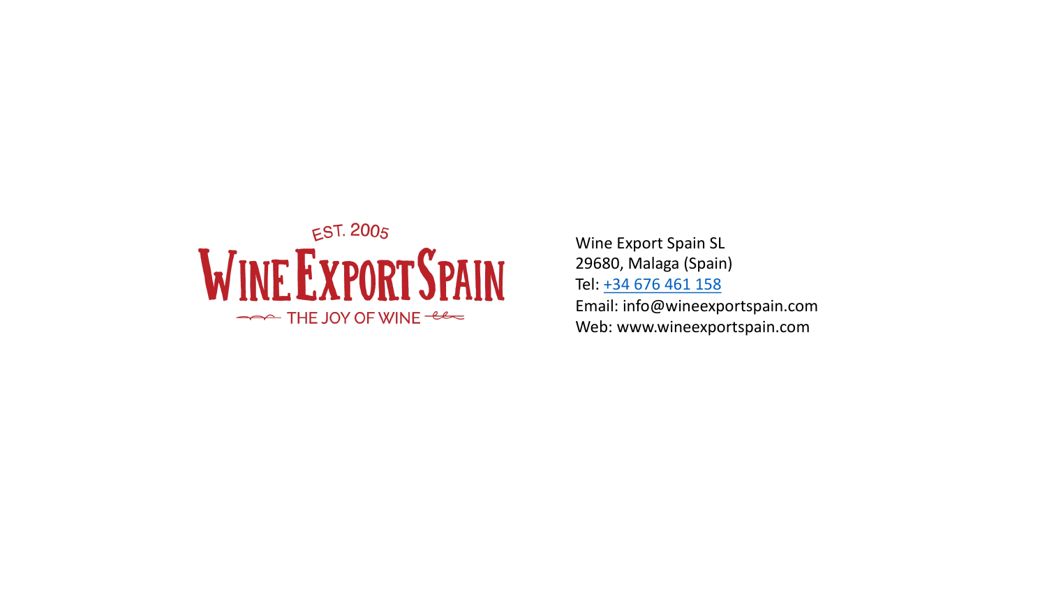EST. 2005

WINE EXPORT SPAIN

THE JOY OF WINE

Wine Export Spain SL
29680, Malaga (Spain)
Tel: [+34 676 461 158](tel:+34676461158)
Email: info@wineexportspain.com
Web: www.wineexportspain.com